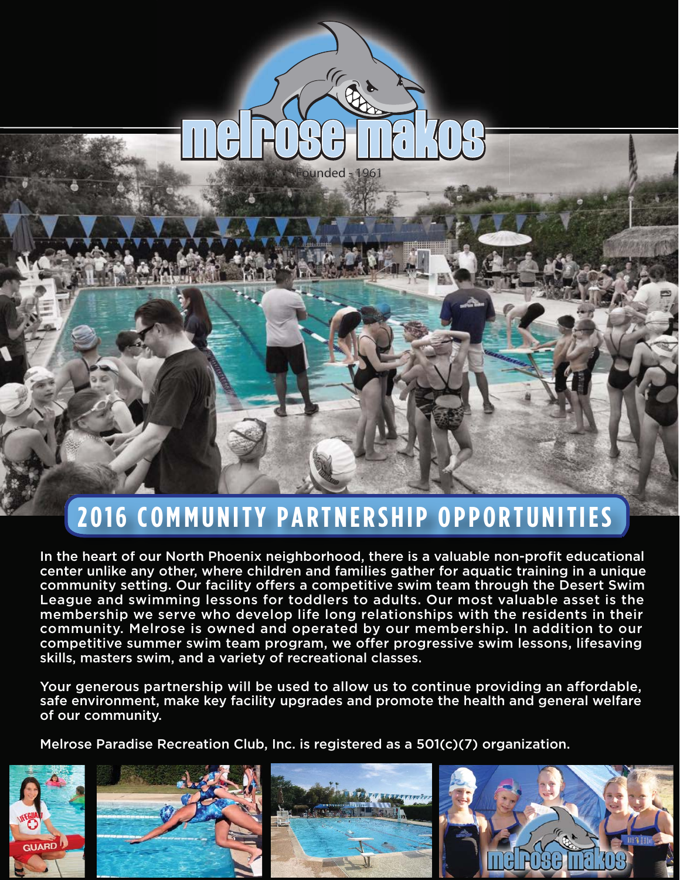# melrose makos

Founded - 1961

## 2016 COMMUNITY PARTNERSHIP OPPORTUNITIES

In the heart of our North Phoenix neighborhood, there is a valuable non-profit educational center unlike any other, where children and families gather for aquatic training in a unique community setting. Our facility offers a competitive swim team through the Desert Swim League and swimming lessons for toddlers to adults. Our most valuable asset is the membership we serve who develop life long relationships with the residents in their community. Melrose is owned and operated by our membership. In addition to our competitive summer swim team program, we offer progressive swim lessons, lifesaving skills, masters swim, and a variety of recreational classes.

Your generous partnership will be used to allow us to continue providing an affordable, safe environment, make key facility upgrades and promote the health and general welfare of our community.

Melrose Paradise Recreation Club, Inc. is registered as a 501(c)(7) organization.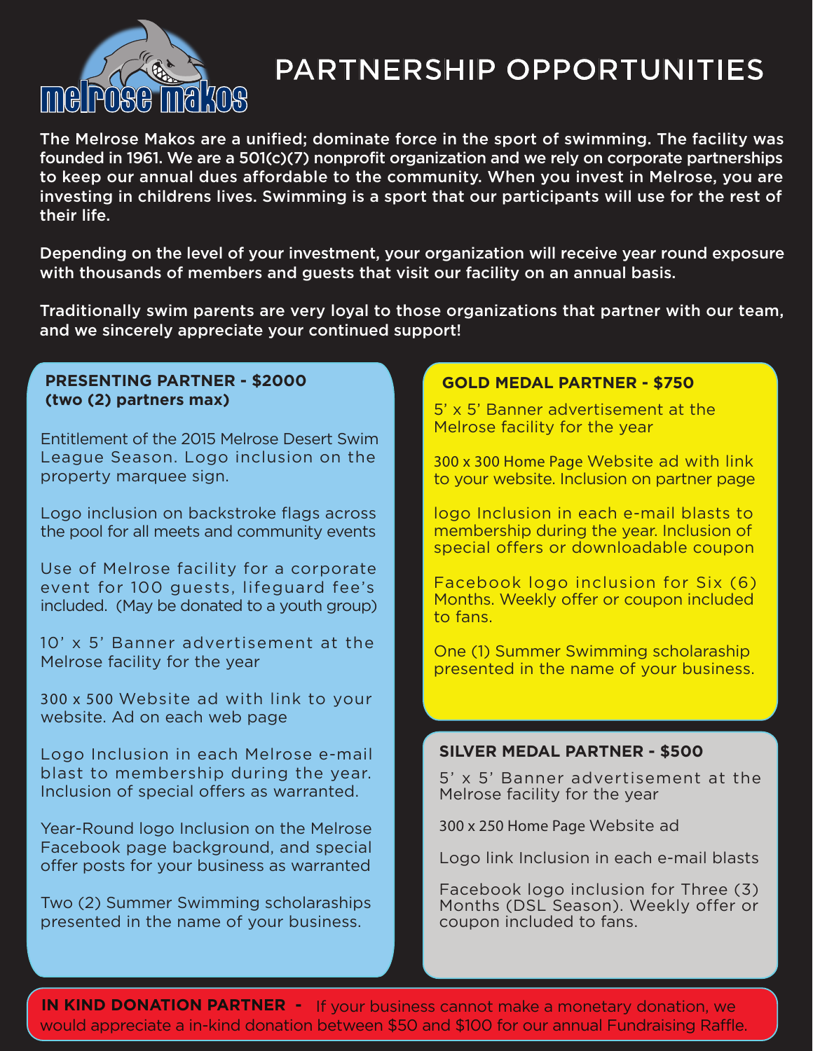# PARTNERSHIP OPPORTUNITIES

The Melrose Makos are a unified; dominate force in the sport of swimming. The facility was founded in 1961. We are a 501(c)(7) nonprofit organization and we rely on corporate partnerships to keep our annual dues affordable to the community. When you invest in Melrose, you are investing in childrens lives. Swimming is a sport that our participants will use for the rest of their life.

Depending on the level of your investment, your organization will receive year round exposure with thousands of members and guests that visit our facility on an annual basis.

Traditionally swim parents are very loyal to those organizations that partner with our team, and we sincerely appreciate your continued support!

## PRESENTING PARTNER - $2000 (two (2) partners max)

Entitlement of the 2015 Melrose Desert Swim League Season. Logo inclusion on the property marquee sign.

Logo inclusion on backstroke flags across the pool for all meets and community events

Use of Melrose facility for a corporate event for 100 guests, lifeguard fee's included. (May be donated to a youth group)

10' x 5' Banner advertisement at the Melrose facility for the year

300 x 500 Website ad with link to your website. Ad on each web page

Logo Inclusion in each Melrose e-mail blast to membership during the year. Inclusion of special offers as warranted.

Year-Round logo Inclusion on the Melrose Facebook page background, and special offer posts for your business as warranted

Two (2) Summer Swimming scholaraships presented in the name of your business.

## GOLD MEDAL PARTNER - $750

5' x 5' Banner advertisement at the Melrose facility for the year

300 x 300 Home Page Website ad with link to your website. Inclusion on partner page

logo Inclusion in each e-mail blasts to membership during the year. Inclusion of special offers or downloadable coupon

Facebook logo inclusion for Six (6) Months. Weekly offer or coupon included to fans.

One (1) Summer Swimming scholaraship presented in the name of your business.

## SILVER MEDAL PARTNER - $500

5' x 5' Banner advertisement at the Melrose facility for the year

300 x 250 Home Page Website ad

Logo link Inclusion in each e-mail blasts

Facebook logo inclusion for Three (3) Months (DSL Season). Weekly offer or coupon included to fans.

**IN KIND DONATION PARTNER -** If your business cannot make a monetary donation, we would appreciate a in-kind donation between $50 and $100 for our annual Fundraising Raffle.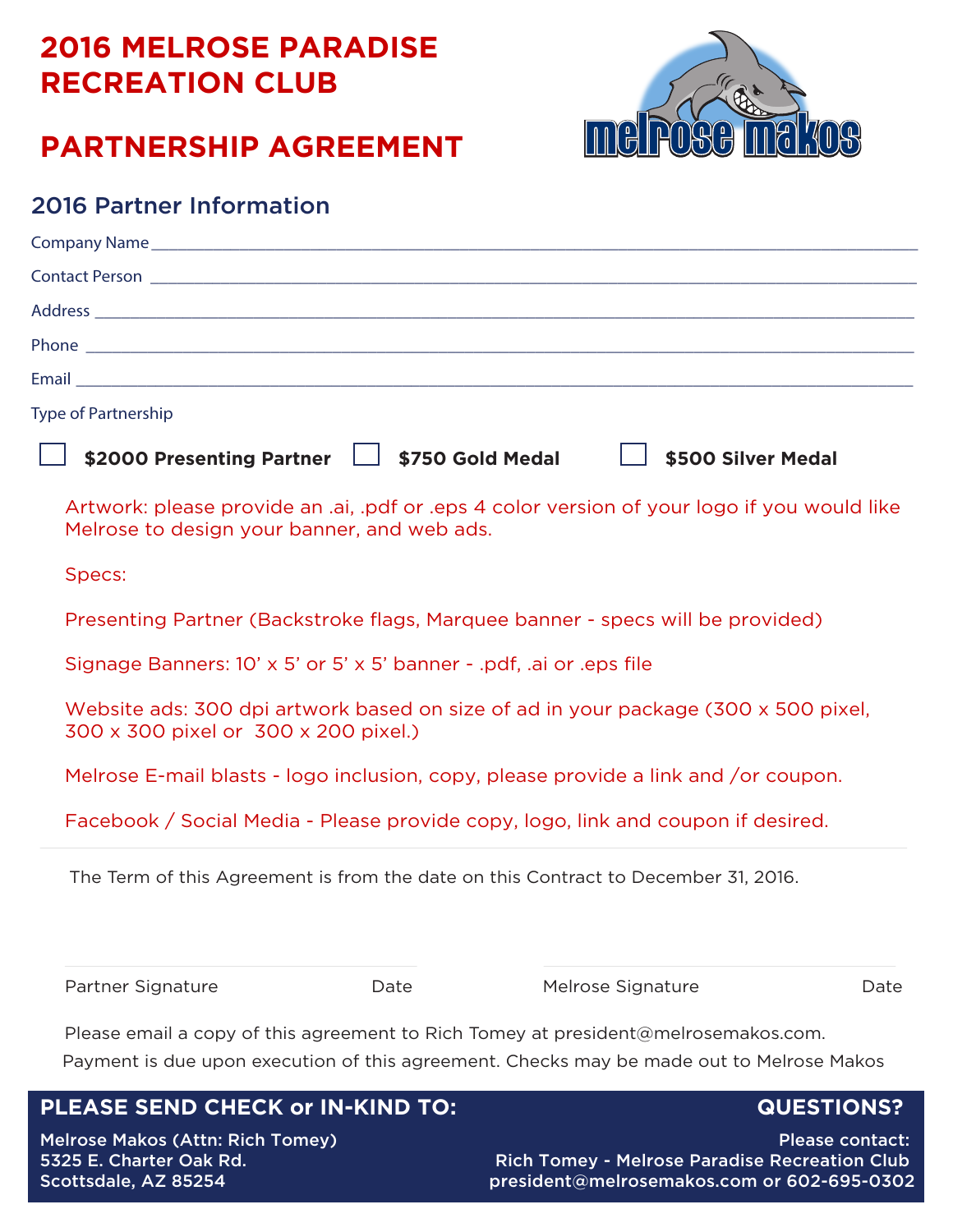# 2016 MELROSE PARADISE RECREATION CLUB

# PARTNERSHIP AGREEMENT

melrose makos

## 2016 Partner Information

Company Name ___________________________________________

Contact Person ___________________________________________

Address ___________________________________________

Phone ___________________________________________

Email ___________________________________________

Type of Partnership

☐ **$2000 Presenting Partner** ☐ **$750 Gold Medal** ☐ **$500 Silver Medal**

Artwork: please provide an .ai, .pdf or .eps 4 color version of your logo if you would like Melrose to design your banner, and web ads.

Specs:

Presenting Partner (Backstroke flags, Marquee banner - specs will be provided)

Signage Banners: 10' x 5' or 5' x 5' banner - .pdf, .ai or .eps file

Website ads: 300 dpi artwork based on size of ad in your package (300 x 500 pixel, 300 x 300 pixel or 300 x 200 pixel.)

Melrose E-mail blasts - logo inclusion, copy, please provide a link and /or coupon.

Facebook / Social Media - Please provide copy, logo, link and coupon if desired.

---

The Term of this Agreement is from the date on this Contract to December 31, 2016.

Partner Signature ____________ Date ____________

Melrose Signature ____________ Date ____________

Please email a copy of this agreement to Rich Tomey at president@melrosemakos.com.

Payment is due upon execution of this agreement. Checks may be made out to Melrose Makos

**PLEASE SEND CHECK or IN-KIND TO:**

Melrose Makos (Attn: Rich Tomey)
5325 E. Charter Oak Rd.
Scottsdale, AZ 85254

**QUESTIONS?**

Please contact:
Rich Tomey - Melrose Paradise Recreation Club
president@melrosemakos.com or 602-695-0302